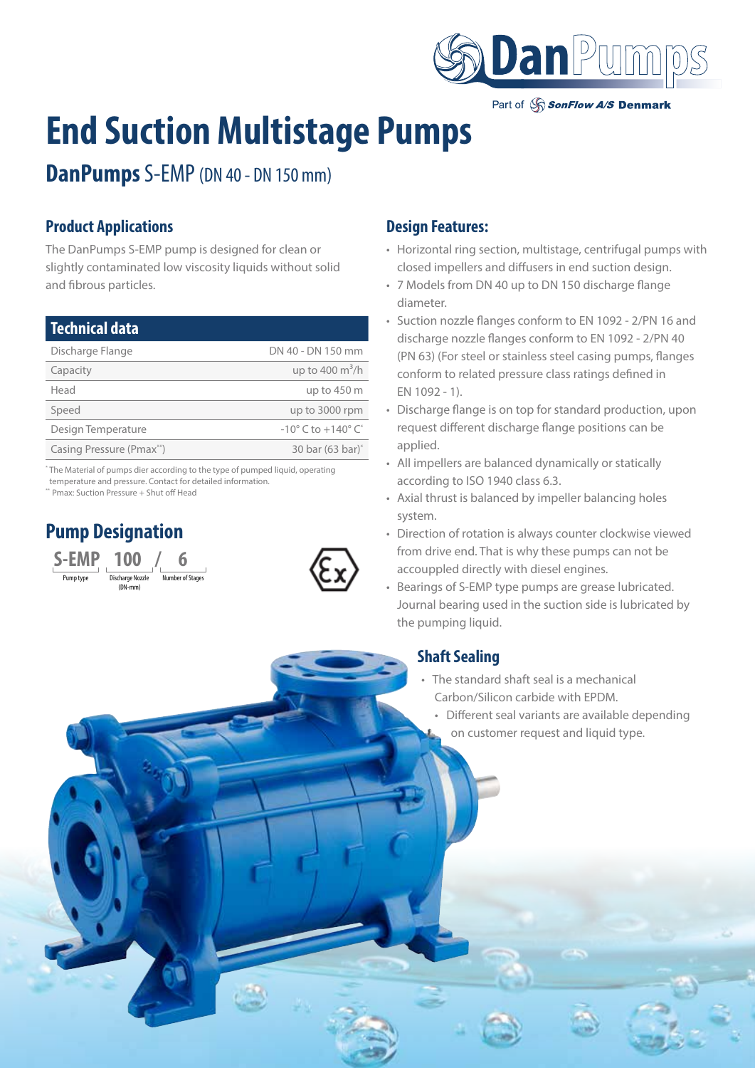Part of SonFlow A/S Denmark

# End Suction Multistage Pumps

## DanPumps S-EMP (DN 40 - DN 150 mm)

### Product Applications

The DanPumps S-EMP pump is designed for clean or slightly contaminated low viscosity liquids without solid and fibrous particles.

| Technical data | |
|---|---|
| Discharge Flange | DN 40 - DN 150 mm |
| Capacity | up to 400 $m^3$/h |
| Head | up to 450 m |
| Speed | up to 3000 rpm |
| Design Temperature | -10° C to +140° C* |
| Casing Pressure (Pmax**) | 30 bar (63 bar)* |

* The Material of pumps dier according to the type of pumped liquid, operating temperature and pressure. Contact for detailed information.
** Pmax: Suction Pressure + Shut off Head

### Pump Designation

**S-EMP** (Pump type) **100** (Discharge Nozzle (DN-mm)) **/ 6** (Number of Stages)

### Design Features:

- Horizontal ring section, multistage, centrifugal pumps with closed impellers and diffusers in end suction design.
- 7 Models from DN 40 up to DN 150 discharge flange diameter.
- Suction nozzle flanges conform to EN 1092 - 2/PN 16 and discharge nozzle flanges conform to EN 1092 - 2/PN 40 (PN 63) (For steel or stainless steel casing pumps, flanges conform to related pressure class ratings defined in EN 1092 - 1).
- Discharge flange is on top for standard production, upon request different discharge flange positions can be applied.
- All impellers are balanced dynamically or statically according to ISO 1940 class 6.3.
- Axial thrust is balanced by impeller balancing holes system.
- Direction of rotation is always counter clockwise viewed from drive end. That is why these pumps can not be accoupled directly with diesel engines.
- Bearings of S-EMP type pumps are grease lubricated. Journal bearing used in the suction side is lubricated by the pumping liquid.

### Shaft Sealing

- The standard shaft seal is a mechanical Carbon/Silicon carbide with EPDM.
- Different seal variants are available depending on customer request and liquid type.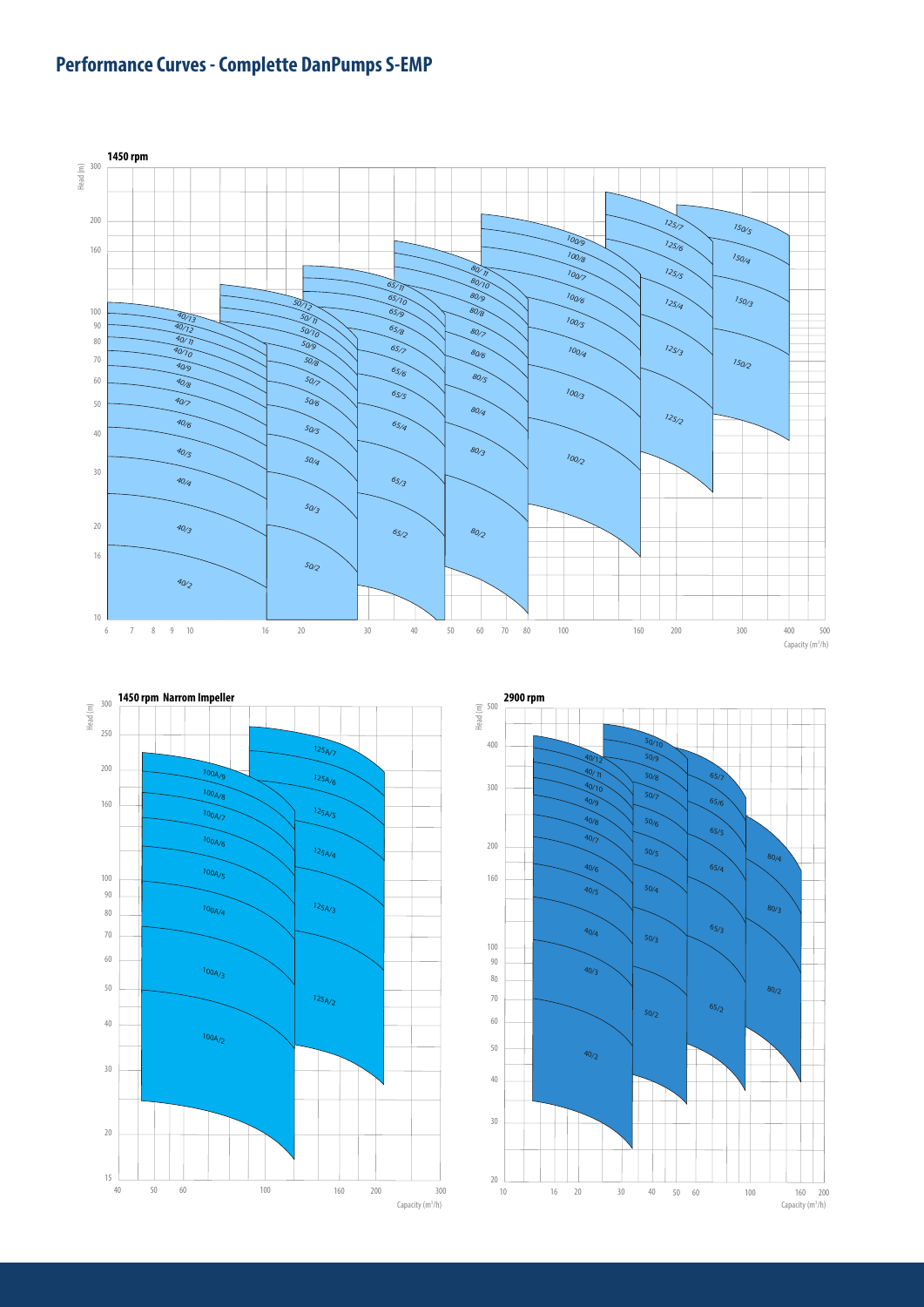# Performance Curves - Complette DanPumps S-EMP

**1450 rpm**

Head (m): 10, 16, 20, 30, 40, 50, 60, 70, 80, 90, 100, 160, 200, 300

Capacity (m³/h): 6, 7, 8, 9, 10, 16, 20, 30, 40, 50, 60, 70, 80, 100, 160, 200, 300, 400, 500

40/13, 40/12, 40/11, 40/10, 40/9, 40/8, 40/7, 40/6, 40/5, 40/4, 40/3, 40/2

50/12, 50/11, 50/10, 50/9, 50/8, 50/7, 50/6, 50/5, 50/4, 50/3, 50/2

65/11, 65/10, 65/9, 65/8, 65/7, 65/6, 65/5, 65/4, 65/3, 65/2

80/11, 80/10, 80/9, 80/8, 80/7, 80/6, 80/5, 80/4, 80/3, 80/2

100/9, 100/8, 100/7, 100/6, 100/5, 100/4, 100/3, 100/2

125/7, 125/6, 125/5, 125/4, 125/3, 125/2

150/5, 150/4, 150/3, 150/2

**1450 rpm Narrom Impeller**

Head (m): 15, 20, 30, 40, 50, 60, 70, 80, 90, 100, 160, 200, 250, 300

Capacity (m³/h): 40, 50, 60, 100, 160, 200, 300

100A/9, 100A/8, 100A/7, 100A/6, 100A/5, 100A/4, 100A/3, 100A/2

125A/7, 125A/6, 125A/5, 125A/4, 125A/3, 125A/2

**2900 rpm**

Head (m): 20, 30, 40, 50, 60, 70, 80, 90, 100, 160, 200, 300, 400, 500

Capacity (m³/h): 10, 16, 20, 30, 40, 50, 60, 100, 160, 200

40/12, 40/11, 40/10, 40/9, 40/8, 40/7, 40/6, 40/5, 40/4, 40/3, 40/2

50/10, 50/9, 50/8, 50/7, 50/6, 50/5, 50/4, 50/3, 50/2

65/7, 65/6, 65/5, 65/4, 65/3, 65/2

80/4, 80/3, 80/2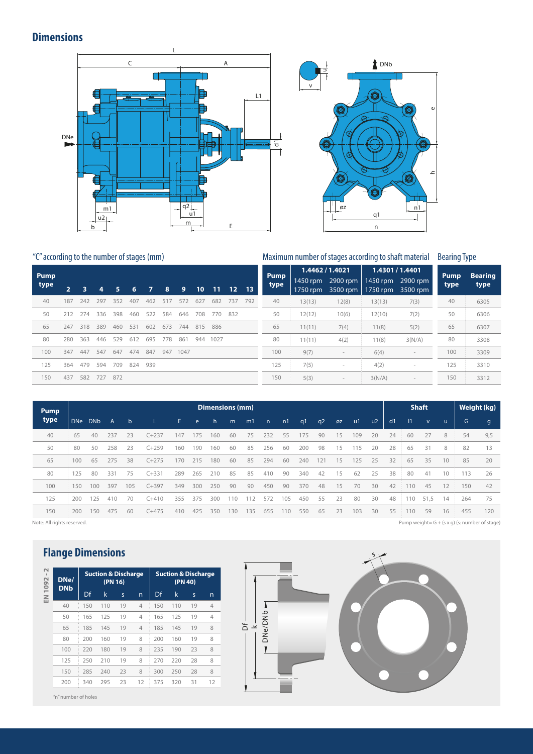## Dimensions

### "C" according to the number of stages (mm)

| Pump type | 2 | 3 | 4 | 5 | 6 | 7 | 8 | 9 | 10 | 11 | 12 | 13 |
|---|---|---|---|---|---|---|---|---|---|---|---|---|
| 40 | 187 | 242 | 297 | 352 | 407 | 462 | 517 | 572 | 627 | 682 | 737 | 792 |
| 50 | 212 | 274 | 336 | 398 | 460 | 522 | 584 | 646 | 708 | 770 | 832 | |
| 65 | 247 | 318 | 389 | 460 | 531 | 602 | 673 | 744 | 815 | 886 | | |
| 80 | 280 | 363 | 446 | 529 | 612 | 695 | 778 | 861 | 944 | 1027 | | |
| 100 | 347 | 447 | 547 | 647 | 747 | 847 | 947 | 1047 | | | | |
| 125 | 364 | 479 | 594 | 709 | 824 | 939 | | | | | | |
| 150 | 437 | 582 | 727 | 872 | | | | | | | | |

### Maximum number of stages according to shaft material

| Pump type | 1.4462 / 1.4021 | | 1.4301 / 1.4401 | |
|---|---|---|---|---|
| | 1450 rpm 1750 rpm | 2900 rpm 3500 rpm | 1450 rpm 1750 rpm | 2900 rpm 3500 rpm |
| 40 | 13(13) | 12(8) | 13(13) | 7(3) |
| 50 | 12(12) | 10(6) | 12(10) | 7(2) |
| 65 | 11(11) | 7(4) | 11(8) | 5(2) |
| 80 | 11(11) | 4(2) | 11(8) | 3(N/A) |
| 100 | 9(7) | - | 6(4) | - |
| 125 | 7(5) | - | 4(2) | - |
| 150 | 5(3) | - | 3(N/A) | - |

### Bearing Type

| Pump type | Bearing type |
|---|---|
| 40 | 6305 |
| 50 | 6306 |
| 65 | 6307 |
| 80 | 3308 |
| 100 | 3309 |
| 125 | 3310 |
| 150 | 3312 |

| Pump type | Dimensions (mm) | | | | | | | | | | | | | | | | | | Shaft | | | | Weight (kg) | |
|---|---|---|---|---|---|---|---|---|---|---|---|---|---|---|---|---|---|---|---|---|---|---|---|---|
| | DNe | DNb | A | b | L | E | e | h | m | m1 | n | n1 | q1 | q2 | øz | u1 | u2 | d1 | l1 | v | u | G | g |
| 40 | 65 | 40 | 237 | 23 | C+237 | 147 | 175 | 160 | 60 | 75 | 232 | 55 | 175 | 90 | 15 | 109 | 20 | 24 | 60 | 27 | 8 | 54 | 9,5 |
| 50 | 80 | 50 | 258 | 23 | C+259 | 160 | 190 | 160 | 60 | 85 | 256 | 60 | 200 | 98 | 15 | 115 | 20 | 28 | 65 | 31 | 8 | 82 | 13 |
| 65 | 100 | 65 | 275 | 38 | C+275 | 170 | 215 | 180 | 60 | 85 | 294 | 60 | 240 | 121 | 15 | 125 | 25 | 32 | 65 | 35 | 10 | 85 | 20 |
| 80 | 125 | 80 | 331 | 75 | C+331 | 289 | 265 | 210 | 85 | 85 | 410 | 90 | 340 | 42 | 15 | 62 | 25 | 38 | 80 | 41 | 10 | 113 | 26 |
| 100 | 150 | 100 | 397 | 105 | C+397 | 349 | 300 | 250 | 90 | 90 | 450 | 90 | 370 | 48 | 15 | 70 | 30 | 42 | 110 | 45 | 12 | 150 | 42 |
| 125 | 200 | 125 | 410 | 70 | C+410 | 355 | 375 | 300 | 110 | 112 | 572 | 105 | 450 | 55 | 23 | 80 | 30 | 48 | 110 | 51,5 | 14 | 264 | 75 |
| 150 | 200 | 150 | 475 | 60 | C+475 | 410 | 425 | 350 | 130 | 135 | 655 | 110 | 550 | 65 | 23 | 103 | 30 | 55 | 110 | 59 | 16 | 455 | 120 |

Note: All rights reserved.

Pump weight= G + (s x g) (s: number of stage)

## Flange Dimensions

EN 1092 - 2

| DNe/ DNb | Suction & Discharge (PN 16) | | | | Suction & Discharge (PN 40) | | | |
|---|---|---|---|---|---|---|---|---|
| | Df | k | s | n | Df | k | s | n |
| 40 | 150 | 110 | 19 | 4 | 150 | 110 | 19 | 4 |
| 50 | 165 | 125 | 19 | 4 | 165 | 125 | 19 | 4 |
| 65 | 185 | 145 | 19 | 4 | 185 | 145 | 19 | 8 |
| 80 | 200 | 160 | 19 | 8 | 200 | 160 | 19 | 8 |
| 100 | 220 | 180 | 19 | 8 | 235 | 190 | 23 | 8 |
| 125 | 250 | 210 | 19 | 8 | 270 | 220 | 28 | 8 |
| 150 | 285 | 240 | 23 | 8 | 300 | 250 | 28 | 8 |
| 200 | 340 | 295 | 23 | 12 | 375 | 320 | 31 | 12 |

"n" number of holes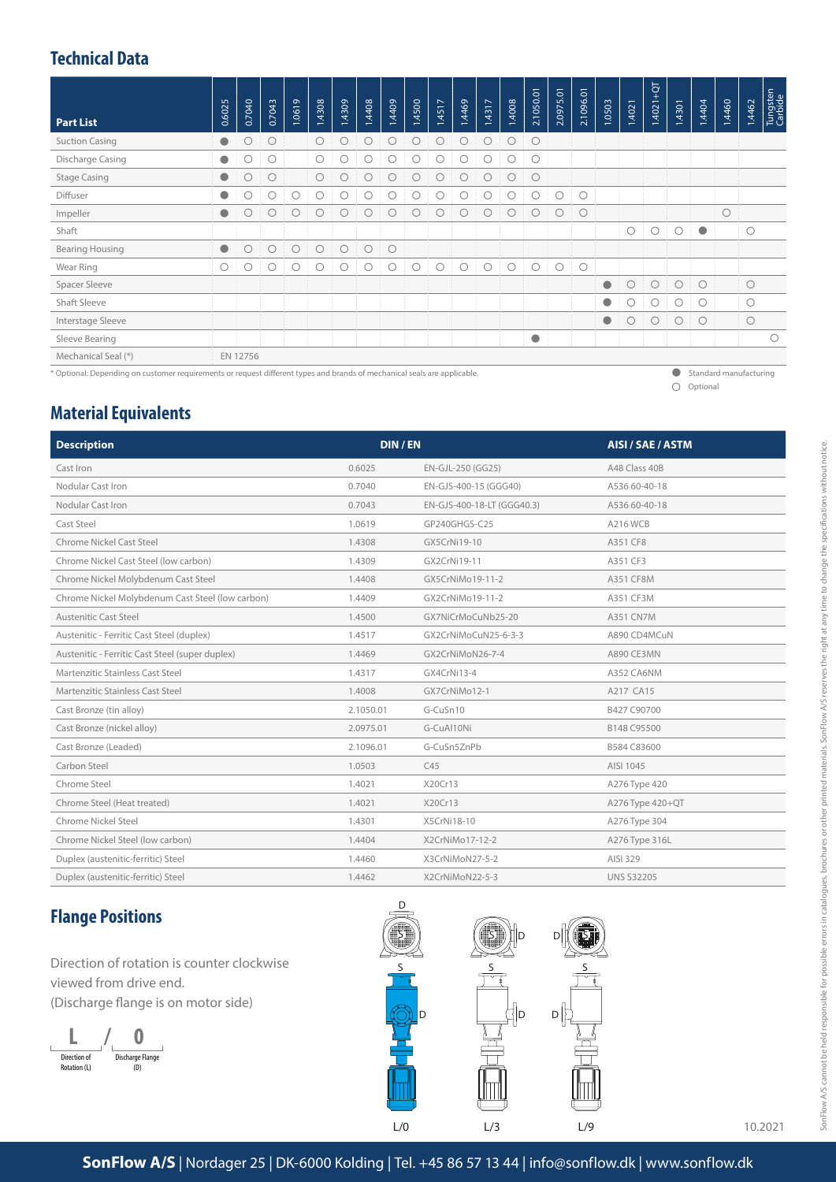## Technical Data

| Part List | 0.6025 | 0.7040 | 0.7043 | 1.0619 | 1.4308 | 1.4309 | 1.4408 | 1.4409 | 1.4500 | 1.4517 | 1.4469 | 1.4317 | 1.4008 | 2.1050.01 | 2.0975.01 | 2.1096.01 | 1.0503 | 1.4021 | 1.4021+QT | 1.4301 | 1.4404 | 1.4460 | 1.4462 | Tungsten Carbide |
|---|---|---|---|---|---|---|---|---|---|---|---|---|---|---|---|---|---|---|---|---|---|---|---|---|
| Suction Casing | ● | ○ | ○ | | ○ | ○ | ○ | ○ | ○ | ○ | ○ | ○ | ○ | ○ | | | | | | | | | | |
| Discharge Casing | ● | ○ | ○ | | ○ | ○ | ○ | ○ | ○ | ○ | ○ | ○ | ○ | ○ | | | | | | | | | | |
| Stage Casing | ● | ○ | ○ | | ○ | ○ | ○ | ○ | ○ | ○ | ○ | ○ | ○ | ○ | | | | | | | | | | |
| Diffuser | ● | ○ | ○ | ○ | ○ | ○ | ○ | ○ | ○ | ○ | ○ | ○ | ○ | ○ | ○ | ○ | | | | | | | | |
| Impeller | ● | ○ | ○ | ○ | ○ | ○ | ○ | ○ | ○ | ○ | ○ | ○ | ○ | ○ | ○ | ○ | | | | | | ○ | | |
| Shaft | | | | | | | | | | | | | | | | | | ○ | ○ | ○ | ● | | ○ | |
| Bearing Housing | ● | ○ | ○ | ○ | ○ | ○ | ○ | ○ | | | | | | | | | | | | | | | | |
| Wear Ring | ○ | ○ | ○ | ○ | ○ | ○ | ○ | ○ | ○ | ○ | ○ | ○ | ○ | ○ | ○ | ○ | | | | | | | | |
| Spacer Sleeve | | | | | | | | | | | | | | | | | ● | ○ | ○ | ○ | ○ | | ○ | |
| Shaft Sleeve | | | | | | | | | | | | | | | | | ● | ○ | ○ | ○ | ○ | | ○ | |
| Interstage Sleeve | | | | | | | | | | | | | | | | | ● | ○ | ○ | ○ | ○ | | ○ | |
| Sleeve Bearing | | | | | | | | | | | | | | ● | | | | | | | | | | ○ |
| Mechanical Seal (*) | EN 12756 | | | | | | | | | | | | | | | | | | | | | | | |

* Optional: Depending on customer requirements or request different types and brands of mechanical seals are applicable.

● Standard manufacturing
○ Optional

## Material Equivalents

| Description | DIN / EN | | AISI / SAE / ASTM |
|---|---|---|---|
| Cast Iron | 0.6025 | EN-GJL-250 (GG25) | A48 Class 40B |
| Nodular Cast Iron | 0.7040 | EN-GJS-400-15 (GGG40) | A536 60-40-18 |
| Nodular Cast Iron | 0.7043 | EN-GJS-400-18-LT (GGG40.3) | A536 60-40-18 |
| Cast Steel | 1.0619 | GP240GHGS-C25 | A216 WCB |
| Chrome Nickel Cast Steel | 1.4308 | GX5CrNi19-10 | A351 CF8 |
| Chrome Nickel Cast Steel (low carbon) | 1.4309 | GX2CrNi19-11 | A351 CF3 |
| Chrome Nickel Molybdenum Cast Steel | 1.4408 | GX5CrNiMo19-11-2 | A351 CF8M |
| Chrome Nickel Molybdenum Cast Steel (low carbon) | 1.4409 | GX2CrNiMo19-11-2 | A351 CF3M |
| Austenitic Cast Steel | 1.4500 | GX7NiCrMoCuNb25-20 | A351 CN7M |
| Austenitic - Ferritic Cast Steel (duplex) | 1.4517 | GX2CrNiMoCuN25-6-3-3 | A890 CD4MCuN |
| Austenitic - Ferritic Cast Steel (super duplex) | 1.4469 | GX2CrNiMoN26-7-4 | A890 CE3MN |
| Martenzitic Stainless Cast Steel | 1.4317 | GX4CrNi13-4 | A352 CA6NM |
| Martenzitic Stainless Cast Steel | 1.4008 | GX7CrNiMo12-1 | A217 CA15 |
| Cast Bronze (tin alloy) | 2.1050.01 | G-CuSn10 | B427 C90700 |
| Cast Bronze (nickel alloy) | 2.0975.01 | G-CuAl10Ni | B148 C95500 |
| Cast Bronze (Leaded) | 2.1096.01 | G-CuSn5ZnPb | B584 C83600 |
| Carbon Steel | 1.0503 | C45 | AISI 1045 |
| Chrome Steel | 1.4021 | X20Cr13 | A276 Type 420 |
| Chrome Steel (Heat treated) | 1.4021 | X20Cr13 | A276 Type 420+QT |
| Chrome Nickel Steel | 1.4301 | X5CrNi18-10 | A276 Type 304 |
| Chrome Nickel Steel (low carbon) | 1.4404 | X2CrNiMo17-12-2 | A276 Type 316L |
| Duplex (austenitic-ferritic) Steel | 1.4460 | X3CrNiMoN27-5-2 | AISI 329 |
| Duplex (austenitic-ferritic) Steel | 1.4462 | X2CrNiMoN22-5-3 | UNS S32205 |

## Flange Positions

Direction of rotation is counter clockwise viewed from drive end.
(Discharge flange is on motor side)

L / 0

Direction of Rotation (L) — Discharge Flange (D)

D S D

L/0 L/3 L/9

10.2021

SonFlow A/S cannot be held responsible for possible errors in catalogues, brochures or other printed materials. SonFlow A/S reserves the right at any time to change the specifications without notice.